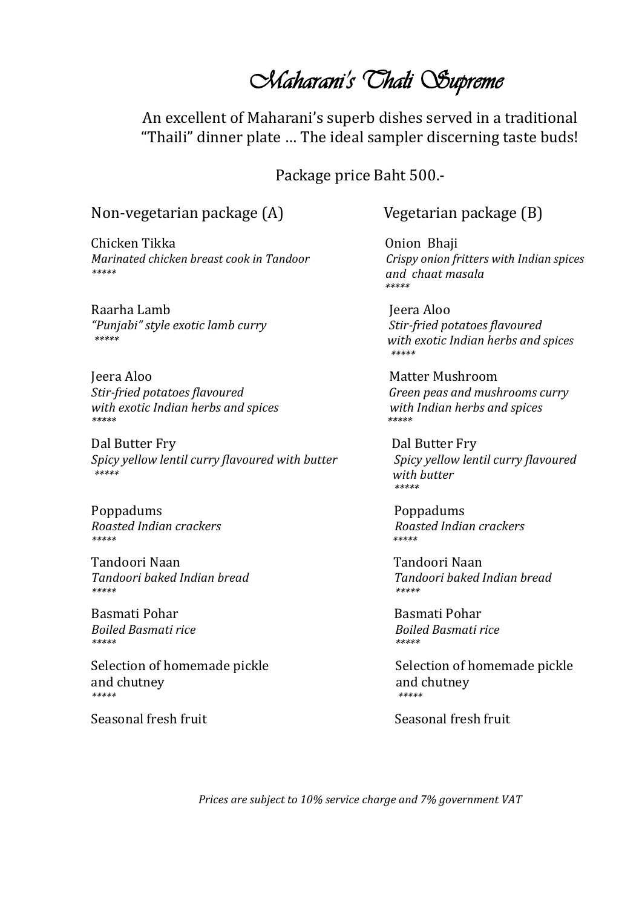# Maharani's Thali Supreme

An excellent of Maharani's superb dishes served in a traditional "Thaili" dinner plate … The ideal sampler discerning taste buds!

Package price Baht 500.-

## Non-vegetarian package (A)

Chicken Tikka
*Marinated chicken breast cook in Tandoor*
*****

Raarha Lamb
*"Punjabi" style exotic lamb curry*
*****

Jeera Aloo
*Stir-fried potatoes flavoured with exotic Indian herbs and spices*
*****

Dal Butter Fry
*Spicy yellow lentil curry flavoured with butter*
*****

Poppadums
*Roasted Indian crackers*
*****

Tandoori Naan
*Tandoori baked Indian bread*
*****

Basmati Pohar
*Boiled Basmati rice*
*****

Selection of homemade pickle and chutney
*****

Seasonal fresh fruit

## Vegetarian package (B)

Onion Bhaji
*Crispy onion fritters with Indian spices and chaat masala*
*****

Jeera Aloo
*Stir-fried potatoes flavoured with exotic Indian herbs and spices*
*****

Matter Mushroom
*Green peas and mushrooms curry with Indian herbs and spices*
*****

Dal Butter Fry
*Spicy yellow lentil curry flavoured with butter*
*****

Poppadums
*Roasted Indian crackers*
*****

Tandoori Naan
*Tandoori baked Indian bread*
*****

Basmati Pohar
*Boiled Basmati rice*
*****

Selection of homemade pickle and chutney
*****

Seasonal fresh fruit

*Prices are subject to 10% service charge and 7% government VAT*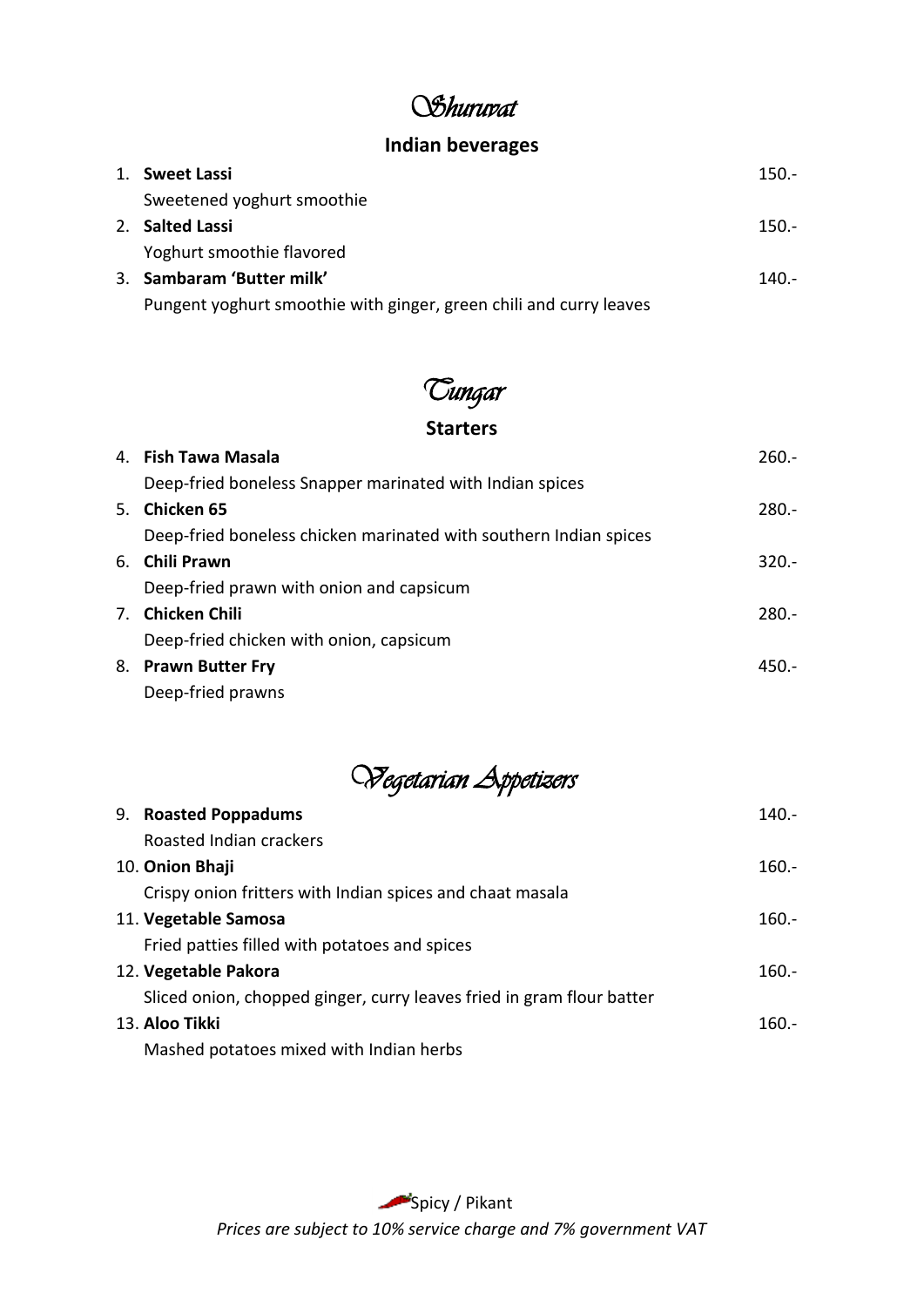# Shuruvat

## Indian beverages

1. **Sweet Lassi** — 150.-
   Sweetened yoghurt smoothie
2. **Salted Lassi** — 150.-
   Yoghurt smoothie flavored
3. **Sambaram 'Butter milk'** — 140.-
   Pungent yoghurt smoothie with ginger, green chili and curry leaves

# Tungar

## Starters

4. **Fish Tawa Masala** — 260.-
   Deep-fried boneless Snapper marinated with Indian spices
5. **Chicken 65** — 280.-
   Deep-fried boneless chicken marinated with southern Indian spices
6. **Chili Prawn** — 320.-
   Deep-fried prawn with onion and capsicum
7. **Chicken Chili** — 280.-
   Deep-fried chicken with onion, capsicum
8. **Prawn Butter Fry** — 450.-
   Deep-fried prawns

# Vegetarian Appetizers

9. **Roasted Poppadums** — 140.-
   Roasted Indian crackers
10. **Onion Bhaji** — 160.-
    Crispy onion fritters with Indian spices and chaat masala
11. **Vegetable Samosa** — 160.-
    Fried patties filled with potatoes and spices
12. **Vegetable Pakora** — 160.-
    Sliced onion, chopped ginger, curry leaves fried in gram flour batter
13. **Aloo Tikki** — 160.-
    Mashed potatoes mixed with Indian herbs

Spicy / Pikant

*Prices are subject to 10% service charge and 7% government VAT*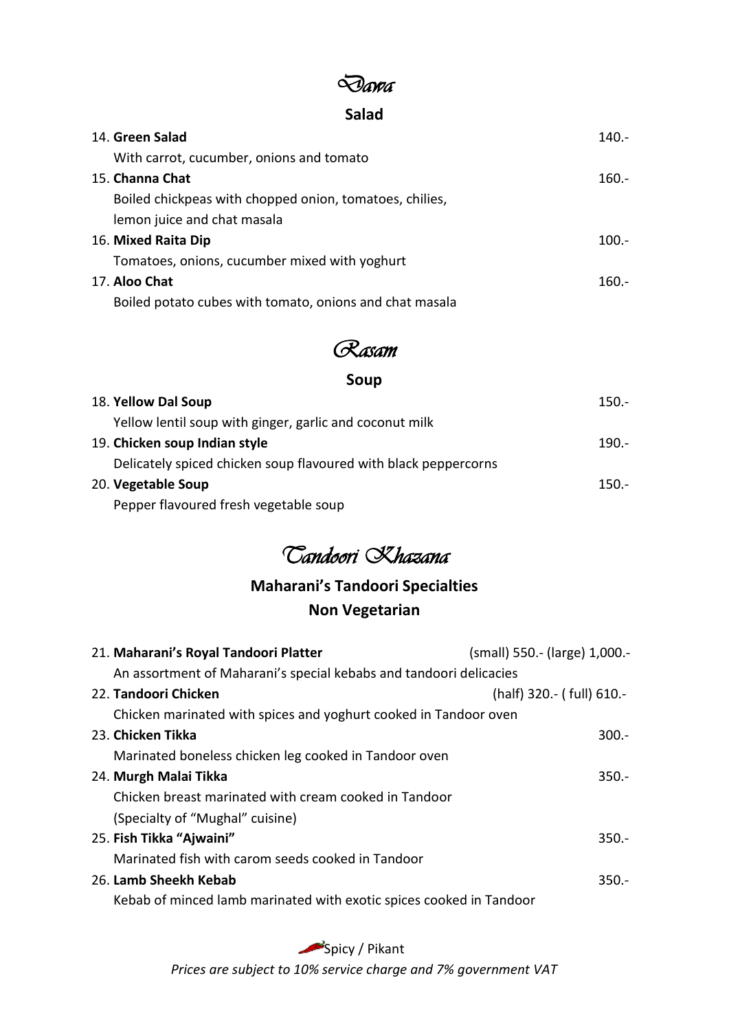# *Dawa*

## Salad

| Item | Price |
|---|---|
| 14. **Green Salad**<br>With carrot, cucumber, onions and tomato | 140.- |
| 15. **Channa Chat**<br>Boiled chickpeas with chopped onion, tomatoes, chilies, lemon juice and chat masala | 160.- |
| 16. **Mixed Raita Dip**<br>Tomatoes, onions, cucumber mixed with yoghurt | 100.- |
| 17. **Aloo Chat**<br>Boiled potato cubes with tomato, onions and chat masala | 160.- |

# *Rasam*

## Soup

| Item | Price |
|---|---|
| 18. **Yellow Dal Soup**<br>Yellow lentil soup with ginger, garlic and coconut milk | 150.- |
| 19. **Chicken soup Indian style**<br>Delicately spiced chicken soup flavoured with black peppercorns | 190.- |
| 20. **Vegetable Soup**<br>Pepper flavoured fresh vegetable soup | 150.- |

# *Tandoori Khazana*

## Maharani's Tandoori Specialties

## Non Vegetarian

| Item | Price |
|---|---|
| 21. **Maharani's Royal Tandoori Platter**<br>An assortment of Maharani's special kebabs and tandoori delicacies | (small) 550.- (large) 1,000.- |
| 22. **Tandoori Chicken**<br>Chicken marinated with spices and yoghurt cooked in Tandoor oven | (half) 320.- ( full) 610.- |
| 23. **Chicken Tikka**<br>Marinated boneless chicken leg cooked in Tandoor oven | 300.- |
| 24. **Murgh Malai Tikka**<br>Chicken breast marinated with cream cooked in Tandoor<br>(Specialty of "Mughal" cuisine) | 350.- |
| 25. **Fish Tikka "Ajwaini"**<br>Marinated fish with carom seeds cooked in Tandoor | 350.- |
| 26. **Lamb Sheekh Kebab**<br>Kebab of minced lamb marinated with exotic spices cooked in Tandoor | 350.- |

Spicy / Pikant

*Prices are subject to 10% service charge and 7% government VAT*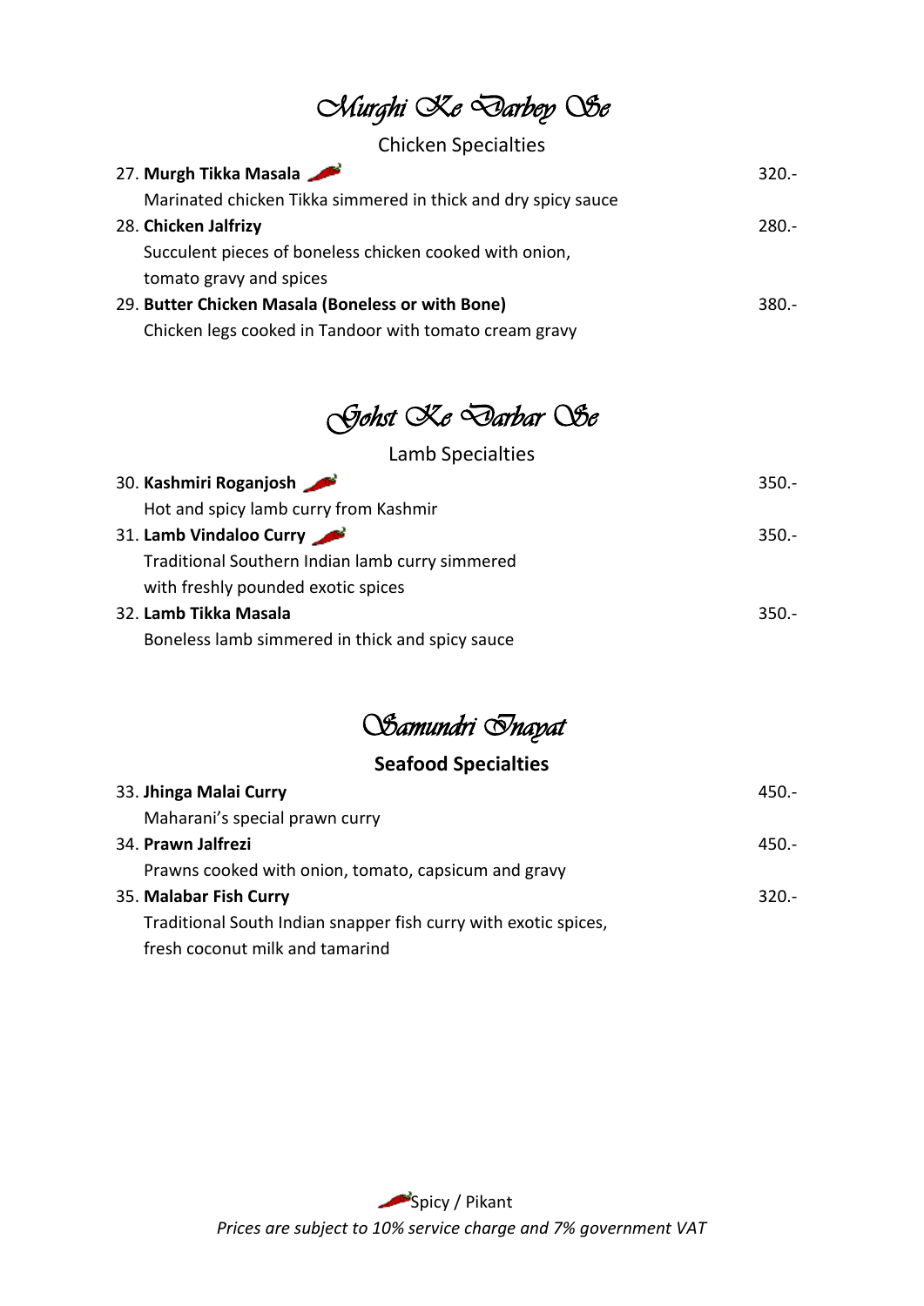# *Murghi Ke Darbey Se*

## Chicken Specialties

**27. Murgh Tikka Masala** 🌶 — 320.-
Marinated chicken Tikka simmered in thick and dry spicy sauce

**28. Chicken Jalfrizy** — 280.-
Succulent pieces of boneless chicken cooked with onion, tomato gravy and spices

**29. Butter Chicken Masala (Boneless or with Bone)** — 380.-
Chicken legs cooked in Tandoor with tomato cream gravy

# *Gohst Ke Darbar Se*

## Lamb Specialties

**30. Kashmiri Roganjosh** 🌶 — 350.-
Hot and spicy lamb curry from Kashmir

**31. Lamb Vindaloo Curry** 🌶 — 350.-
Traditional Southern Indian lamb curry simmered with freshly pounded exotic spices

**32. Lamb Tikka Masala** — 350.-
Boneless lamb simmered in thick and spicy sauce

# *Samundri Inayat*

## **Seafood Specialties**

**33. Jhinga Malai Curry** — 450.-
Maharani's special prawn curry

**34. Prawn Jalfrezi** — 450.-
Prawns cooked with onion, tomato, capsicum and gravy

**35. Malabar Fish Curry** — 320.-
Traditional South Indian snapper fish curry with exotic spices, fresh coconut milk and tamarind

🌶 Spicy / Pikant

*Prices are subject to 10% service charge and 7% government VAT*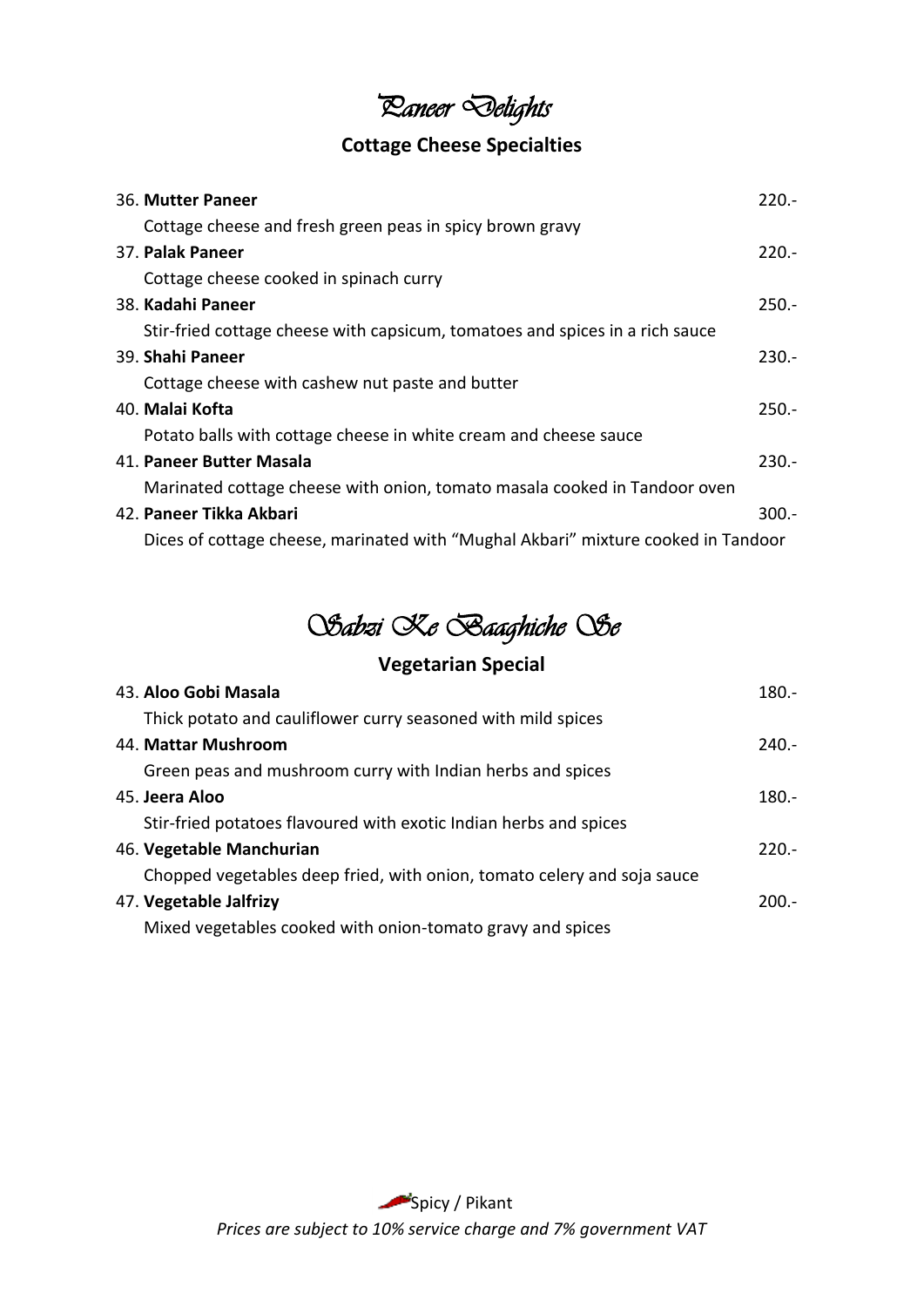# *Paneer Delights*

## Cottage Cheese Specialties

36. **Mutter Paneer** 220.-
Cottage cheese and fresh green peas in spicy brown gravy

37. **Palak Paneer** 220.-
Cottage cheese cooked in spinach curry

38. **Kadahi Paneer** 250.-
Stir-fried cottage cheese with capsicum, tomatoes and spices in a rich sauce

39. **Shahi Paneer** 230.-
Cottage cheese with cashew nut paste and butter

40. **Malai Kofta** 250.-
Potato balls with cottage cheese in white cream and cheese sauce

41. **Paneer Butter Masala** 230.-
Marinated cottage cheese with onion, tomato masala cooked in Tandoor oven

42. **Paneer Tikka Akbari** 300.-
Dices of cottage cheese, marinated with "Mughal Akbari" mixture cooked in Tandoor

# *Sabzi Ke Baaghiche Se*

## Vegetarian Special

43. **Aloo Gobi Masala** 180.-
Thick potato and cauliflower curry seasoned with mild spices

44. **Mattar Mushroom** 240.-
Green peas and mushroom curry with Indian herbs and spices

45. **Jeera Aloo** 180.-
Stir-fried potatoes flavoured with exotic Indian herbs and spices

46. **Vegetable Manchurian** 220.-
Chopped vegetables deep fried, with onion, tomato celery and soja sauce

47. **Vegetable Jalfrizy** 200.-
Mixed vegetables cooked with onion-tomato gravy and spices

Spicy / Pikant

*Prices are subject to 10% service charge and 7% government VAT*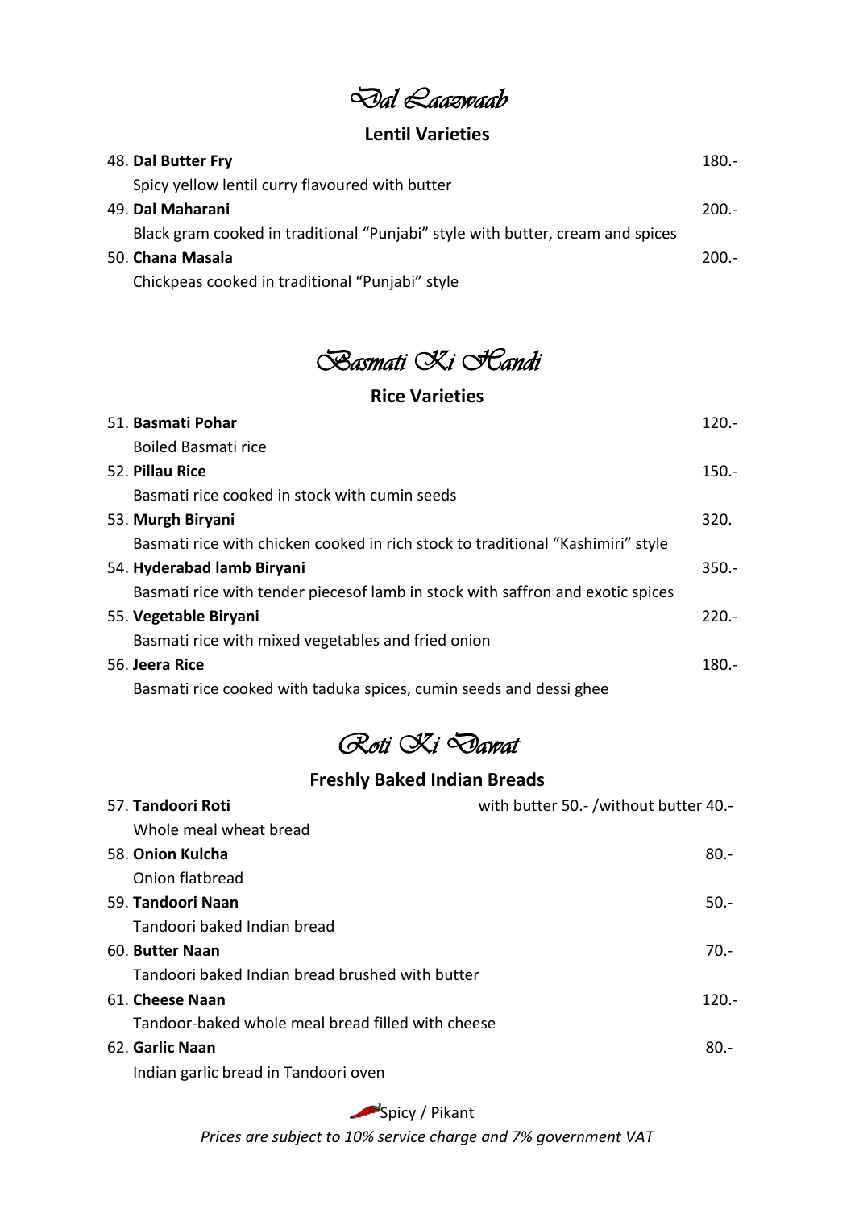# *Dal Laazwaab*

## Lentil Varieties

48. **Dal Butter Fry** 180.-
    Spicy yellow lentil curry flavoured with butter
49. **Dal Maharani** 200.-
    Black gram cooked in traditional "Punjabi" style with butter, cream and spices
50. **Chana Masala** 200.-
    Chickpeas cooked in traditional "Punjabi" style

# *Basmati Ki Handi*

## Rice Varieties

51. **Basmati Pohar** 120.-
    Boiled Basmati rice
52. **Pillau Rice** 150.-
    Basmati rice cooked in stock with cumin seeds
53. **Murgh Biryani** 320.
    Basmati rice with chicken cooked in rich stock to traditional "Kashimiri" style
54. **Hyderabad lamb Biryani** 350.-
    Basmati rice with tender piecesof lamb in stock with saffron and exotic spices
55. **Vegetable Biryani** 220.-
    Basmati rice with mixed vegetables and fried onion
56. **Jeera Rice** 180.-
    Basmati rice cooked with taduka spices, cumin seeds and dessi ghee

# *Roti Ki Dawat*

## Freshly Baked Indian Breads

57. **Tandoori Roti** with butter 50.- /without butter 40.-
    Whole meal wheat bread
58. **Onion Kulcha** 80.-
    Onion flatbread
59. **Tandoori Naan** 50.-
    Tandoori baked Indian bread
60. **Butter Naan** 70.-
    Tandoori baked Indian bread brushed with butter
61. **Cheese Naan** 120.-
    Tandoor-baked whole meal bread filled with cheese
62. **Garlic Naan** 80.-
    Indian garlic bread in Tandoori oven

Spicy / Pikant

*Prices are subject to 10% service charge and 7% government VAT*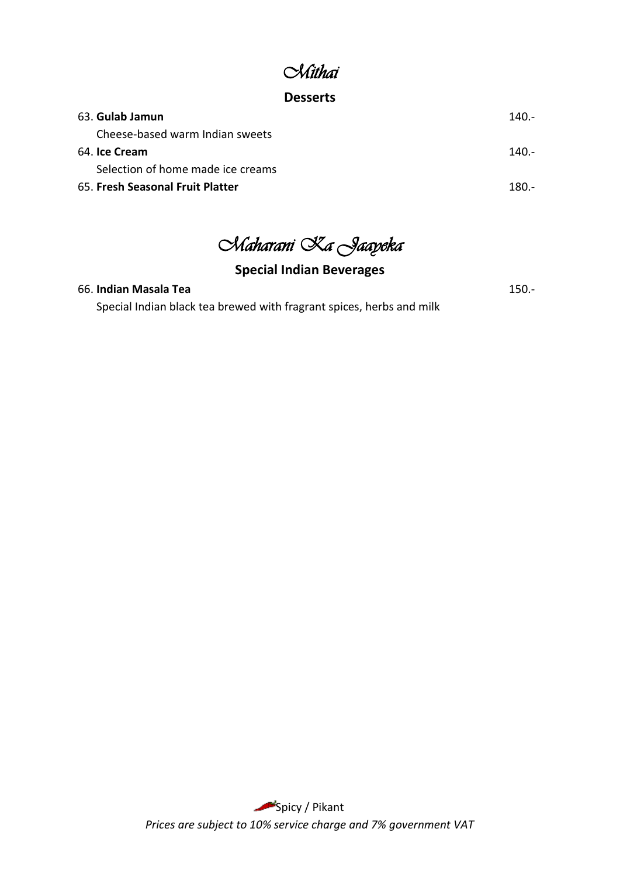# *Mithai*

## Desserts

63. **Gulab Jamun** 140.-
    Cheese-based warm Indian sweets
64. **Ice Cream** 140.-
    Selection of home made ice creams
65. **Fresh Seasonal Fruit Platter** 180.-

# *Maharani Ka Jaayeka*

## Special Indian Beverages

66. **Indian Masala Tea** 150.-
    Special Indian black tea brewed with fragrant spices, herbs and milk

Spicy / Pikant

*Prices are subject to 10% service charge and 7% government VAT*